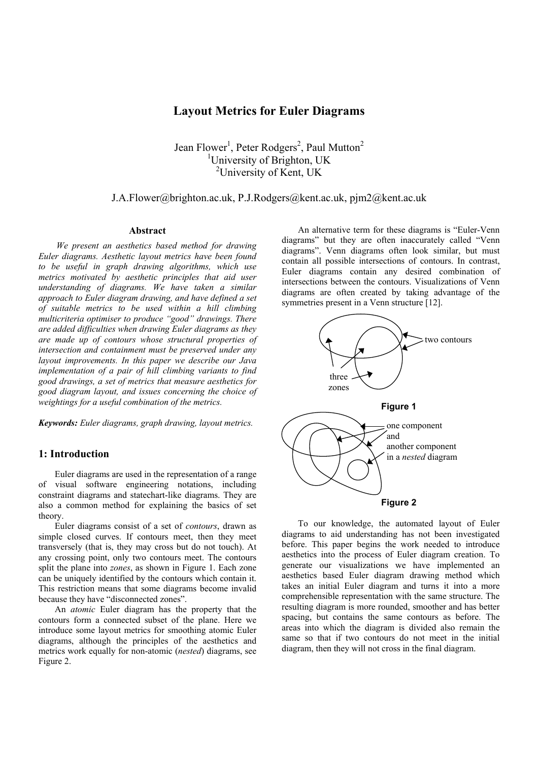# Layout Metrics for Euler Diagrams

Jean Flower[1], Peter Rodgers[2], Paul Mutton[2]
[1]University of Brighton, UK
[2]University of Kent, UK

J.A.Flower@brighton.ac.uk, P.J.Rodgers@kent.ac.uk, pjm2@kent.ac.uk

### Abstract

*We present an aesthetics based method for drawing Euler diagrams. Aesthetic layout metrics have been found to be useful in graph drawing algorithms, which use metrics motivated by aesthetic principles that aid user understanding of diagrams. We have taken a similar approach to Euler diagram drawing, and have defined a set of suitable metrics to be used within a hill climbing multicriteria optimiser to produce "good" drawings. There are added difficulties when drawing Euler diagrams as they are made up of contours whose structural properties of intersection and containment must be preserved under any layout improvements. In this paper we describe our Java implementation of a pair of hill climbing variants to find good drawings, a set of metrics that measure aesthetics for good diagram layout, and issues concerning the choice of weightings for a useful combination of the metrics.*

***Keywords:*** *Euler diagrams, graph drawing, layout metrics.*

## 1: Introduction

Euler diagrams are used in the representation of a range of visual software engineering notations, including constraint diagrams and statechart-like diagrams. They are also a common method for explaining the basics of set theory.

Euler diagrams consist of a set of *contours*, drawn as simple closed curves. If contours meet, then they meet transversely (that is, they may cross but do not touch). At any crossing point, only two contours meet. The contours split the plane into *zones*, as shown in Figure 1. Each zone can be uniquely identified by the contours which contain it. This restriction means that some diagrams become invalid because they have "disconnected zones".

An *atomic* Euler diagram has the property that the contours form a connected subset of the plane. Here we introduce some layout metrics for smoothing atomic Euler diagrams, although the principles of the aesthetics and metrics work equally for non-atomic (*nested*) diagrams, see Figure 2.

An alternative term for these diagrams is "Euler-Venn diagrams" but they are often inaccurately called "Venn diagrams". Venn diagrams often look similar, but must contain all possible intersections of contours. In contrast, Euler diagrams contain any desired combination of intersections between the contours. Visualizations of Venn diagrams are often created by taking advantage of the symmetries present in a Venn structure [12].

two contours

three zones

**Figure 1**

one component and another component in a *nested* diagram

**Figure 2**

To our knowledge, the automated layout of Euler diagrams to aid understanding has not been investigated before. This paper begins the work needed to introduce aesthetics into the process of Euler diagram creation. To generate our visualizations we have implemented an aesthetics based Euler diagram drawing method which takes an initial Euler diagram and turns it into a more comprehensible representation with the same structure. The resulting diagram is more rounded, smoother and has better spacing, but contains the same contours as before. The areas into which the diagram is divided also remain the same so that if two contours do not meet in the initial diagram, then they will not cross in the final diagram.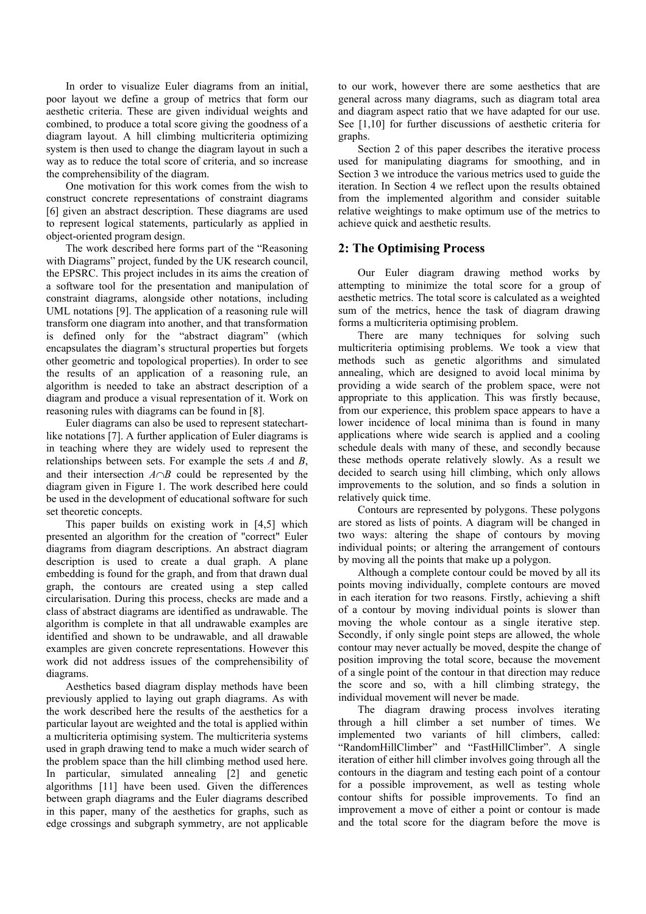In order to visualize Euler diagrams from an initial, poor layout we define a group of metrics that form our aesthetic criteria. These are given individual weights and combined, to produce a total score giving the goodness of a diagram layout. A hill climbing multicriteria optimizing system is then used to change the diagram layout in such a way as to reduce the total score of criteria, and so increase the comprehensibility of the diagram.

One motivation for this work comes from the wish to construct concrete representations of constraint diagrams [6] given an abstract description. These diagrams are used to represent logical statements, particularly as applied in object-oriented program design.

The work described here forms part of the "Reasoning with Diagrams" project, funded by the UK research council, the EPSRC. This project includes in its aims the creation of a software tool for the presentation and manipulation of constraint diagrams, alongside other notations, including UML notations [9]. The application of a reasoning rule will transform one diagram into another, and that transformation is defined only for the "abstract diagram" (which encapsulates the diagram's structural properties but forgets other geometric and topological properties). In order to see the results of an application of a reasoning rule, an algorithm is needed to take an abstract description of a diagram and produce a visual representation of it. Work on reasoning rules with diagrams can be found in [8].

Euler diagrams can also be used to represent statechart-like notations [7]. A further application of Euler diagrams is in teaching where they are widely used to represent the relationships between sets. For example the sets *A* and *B*, and their intersection $A \cap B$ could be represented by the diagram given in Figure 1. The work described here could be used in the development of educational software for such set theoretic concepts.

This paper builds on existing work in [4,5] which presented an algorithm for the creation of "correct" Euler diagrams from diagram descriptions. An abstract diagram description is used to create a dual graph. A plane embedding is found for the graph, and from that drawn dual graph, the contours are created using a step called circularisation. During this process, checks are made and a class of abstract diagrams are identified as undrawable. The algorithm is complete in that all undrawable examples are identified and shown to be undrawable, and all drawable examples are given concrete representations. However this work did not address issues of the comprehensibility of diagrams.

Aesthetics based diagram display methods have been previously applied to laying out graph diagrams. As with the work described here the results of the aesthetics for a particular layout are weighted and the total is applied within a multicriteria optimising system. The multicriteria systems used in graph drawing tend to make a much wider search of the problem space than the hill climbing method used here. In particular, simulated annealing [2] and genetic algorithms [11] have been used. Given the differences between graph diagrams and the Euler diagrams described in this paper, many of the aesthetics for graphs, such as edge crossings and subgraph symmetry, are not applicable to our work, however there are some aesthetics that are general across many diagrams, such as diagram total area and diagram aspect ratio that we have adapted for our use. See [1,10] for further discussions of aesthetic criteria for graphs.

Section 2 of this paper describes the iterative process used for manipulating diagrams for smoothing, and in Section 3 we introduce the various metrics used to guide the iteration. In Section 4 we reflect upon the results obtained from the implemented algorithm and consider suitable relative weightings to make optimum use of the metrics to achieve quick and aesthetic results.

## 2: The Optimising Process

Our Euler diagram drawing method works by attempting to minimize the total score for a group of aesthetic metrics. The total score is calculated as a weighted sum of the metrics, hence the task of diagram drawing forms a multicriteria optimising problem.

There are many techniques for solving such multicriteria optimising problems. We took a view that methods such as genetic algorithms and simulated annealing, which are designed to avoid local minima by providing a wide search of the problem space, were not appropriate to this application. This was firstly because, from our experience, this problem space appears to have a lower incidence of local minima than is found in many applications where wide search is applied and a cooling schedule deals with many of these, and secondly because these methods operate relatively slowly. As a result we decided to search using hill climbing, which only allows improvements to the solution, and so finds a solution in relatively quick time.

Contours are represented by polygons. These polygons are stored as lists of points. A diagram will be changed in two ways: altering the shape of contours by moving individual points; or altering the arrangement of contours by moving all the points that make up a polygon.

Although a complete contour could be moved by all its points moving individually, complete contours are moved in each iteration for two reasons. Firstly, achieving a shift of a contour by moving individual points is slower than moving the whole contour as a single iterative step. Secondly, if only single point steps are allowed, the whole contour may never actually be moved, despite the change of position improving the total score, because the movement of a single point of the contour in that direction may reduce the score and so, with a hill climbing strategy, the individual movement will never be made.

The diagram drawing process involves iterating through a hill climber a set number of times. We implemented two variants of hill climbers, called: "RandomHillClimber" and "FastHillClimber". A single iteration of either hill climber involves going through all the contours in the diagram and testing each point of a contour for a possible improvement, as well as testing whole contour shifts for possible improvements. To find an improvement a move of either a point or contour is made and the total score for the diagram before the move is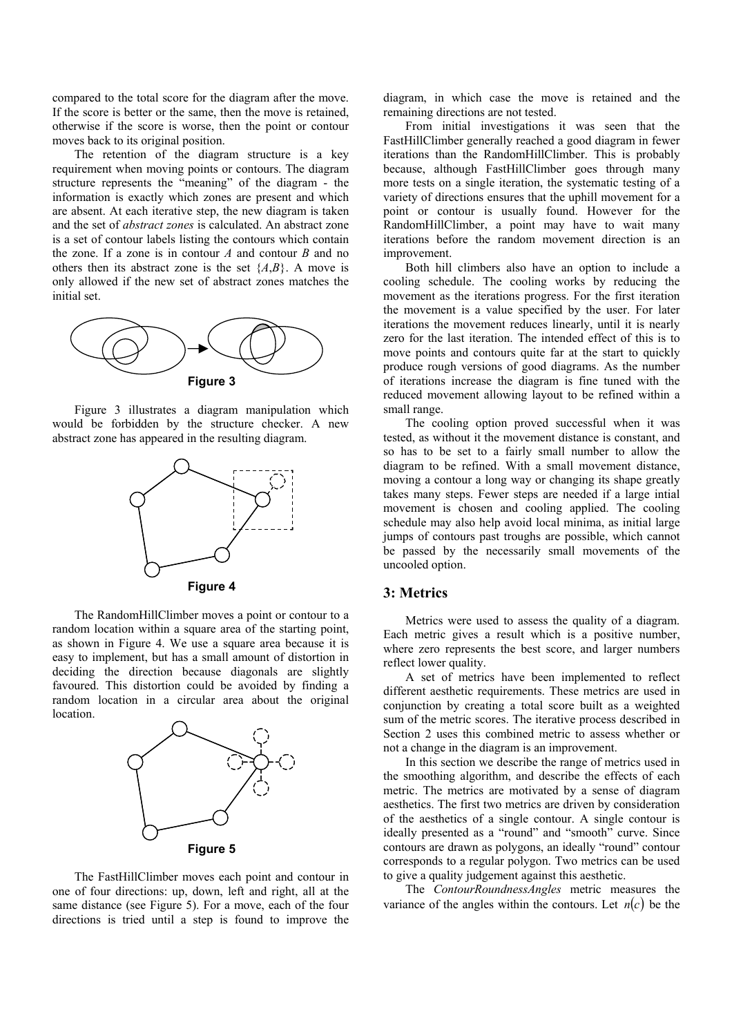compared to the total score for the diagram after the move. If the score is better or the same, then the move is retained, otherwise if the score is worse, then the point or contour moves back to its original position.

The retention of the diagram structure is a key requirement when moving points or contours. The diagram structure represents the "meaning" of the diagram - the information is exactly which zones are present and which are absent. At each iterative step, the new diagram is taken and the set of *abstract zones* is calculated. An abstract zone is a set of contour labels listing the contours which contain the zone. If a zone is in contour $A$ and contour $B$ and no others then its abstract zone is the set $\{A,B\}$. A move is only allowed if the new set of abstract zones matches the initial set.

**Figure 3**

Figure 3 illustrates a diagram manipulation which would be forbidden by the structure checker. A new abstract zone has appeared in the resulting diagram.

**Figure 4**

The RandomHillClimber moves a point or contour to a random location within a square area of the starting point, as shown in Figure 4. We use a square area because it is easy to implement, but has a small amount of distortion in deciding the direction because diagonals are slightly favoured. This distortion could be avoided by finding a random location in a circular area about the original location.

**Figure 5**

The FastHillClimber moves each point and contour in one of four directions: up, down, left and right, all at the same distance (see Figure 5). For a move, each of the four directions is tried until a step is found to improve the diagram, in which case the move is retained and the remaining directions are not tested.

From initial investigations it was seen that the FastHillClimber generally reached a good diagram in fewer iterations than the RandomHillClimber. This is probably because, although FastHillClimber goes through many more tests on a single iteration, the systematic testing of a variety of directions ensures that the uphill movement for a point or contour is usually found. However for the RandomHillClimber, a point may have to wait many iterations before the random movement direction is an improvement.

Both hill climbers also have an option to include a cooling schedule. The cooling works by reducing the movement as the iterations progress. For the first iteration the movement is a value specified by the user. For later iterations the movement reduces linearly, until it is nearly zero for the last iteration. The intended effect of this is to move points and contours quite far at the start to quickly produce rough versions of good diagrams. As the number of iterations increase the diagram is fine tuned with the reduced movement allowing layout to be refined within a small range.

The cooling option proved successful when it was tested, as without it the movement distance is constant, and so has to be set to a fairly small number to allow the diagram to be refined. With a small movement distance, moving a contour a long way or changing its shape greatly takes many steps. Fewer steps are needed if a large intial movement is chosen and cooling applied. The cooling schedule may also help avoid local minima, as initial large jumps of contours past troughs are possible, which cannot be passed by the necessarily small movements of the uncooled option.

## 3: Metrics

Metrics were used to assess the quality of a diagram. Each metric gives a result which is a positive number, where zero represents the best score, and larger numbers reflect lower quality.

A set of metrics have been implemented to reflect different aesthetic requirements. These metrics are used in conjunction by creating a total score built as a weighted sum of the metric scores. The iterative process described in Section 2 uses this combined metric to assess whether or not a change in the diagram is an improvement.

In this section we describe the range of metrics used in the smoothing algorithm, and describe the effects of each metric. The metrics are motivated by a sense of diagram aesthetics. The first two metrics are driven by consideration of the aesthetics of a single contour. A single contour is ideally presented as a "round" and "smooth" curve. Since contours are drawn as polygons, an ideally "round" contour corresponds to a regular polygon. Two metrics can be used to give a quality judgement against this aesthetic.

The *ContourRoundnessAngles* metric measures the variance of the angles within the contours. Let $n(c)$ be the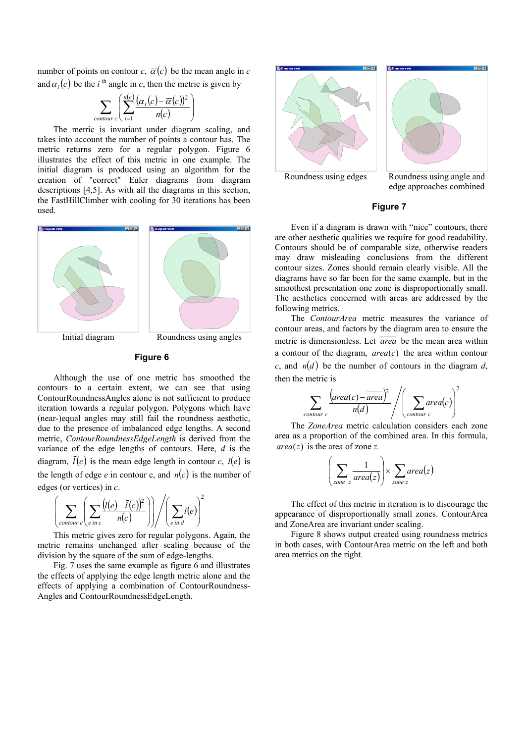number of points on contour $c$, $\overline{\alpha}(c)$ be the mean angle in $c$ and $\alpha_i(c)$ be the $i$ th angle in $c$, then the metric is given by

$$\sum_{contour\ c}\left(\sum_{i=1}^{n(c)}\frac{(\alpha_i(c)-\overline{\alpha}(c))^2}{n(c)}\right)$$

The metric is invariant under diagram scaling, and takes into account the number of points a contour has. The metric returns zero for a regular polygon. Figure 6 illustrates the effect of this metric in one example. The initial diagram is produced using an algorithm for the creation of "correct" Euler diagrams from diagram descriptions [4,5]. As with all the diagrams in this section, the FastHillClimber with cooling for 30 iterations has been used.

Initial diagram

Roundness using angles

**Figure 6**

Although the use of one metric has smoothed the contours to a certain extent, we can see that using ContourRoundnessAngles alone is not sufficient to produce iteration towards a regular polygon. Polygons which have (near-)equal angles may still fail the roundness aesthetic, due to the presence of imbalanced edge lengths. A second metric, *ContourRoundnessEdgeLength* is derived from the variance of the edge lengths of contours. Here, $d$ is the diagram, $\bar{l}(c)$ is the mean edge length in contour $c$, $l(e)$ is the length of edge $e$ in contour c, and $n(c)$ is the number of edges (or vertices) in $c$.

$$\left(\sum_{contour\ c}\left(\sum_{e\ in\ c}\frac{(l(e)-\bar{l}(c))^2}{n(c)}\right)\right)\Bigg/\left(\sum_{e\ in\ d}l(e)\right)^2$$

This metric gives zero for regular polygons. Again, the metric remains unchanged after scaling because of the division by the square of the sum of edge-lengths.

Fig. 7 uses the same example as figure 6 and illustrates the effects of applying the edge length metric alone and the effects of applying a combination of ContourRoundness-Angles and ContourRoundnessEdgeLength.

Roundness using edges

Roundness using angle and edge approaches combined

**Figure 7**

Even if a diagram is drawn with "nice" contours, there are other aesthetic qualities we require for good readability. Contours should be of comparable size, otherwise readers may draw misleading conclusions from the different contour sizes. Zones should remain clearly visible. All the diagrams have so far been for the same example, but in the smoothest presentation one zone is disproportionally small. The aesthetics concerned with areas are addressed by the following metrics.

The *ContourArea* metric measures the variance of contour areas, and factors by the diagram area to ensure the metric is dimensionless. Let $\overline{area}$ be the mean area within a contour of the diagram, $area(c)$ the area within contour $c$, and $n(d)$ be the number of contours in the diagram $d$, then the metric is

$$\sum_{contour\ c}\frac{\left(area(c)-\overline{area}\right)^2}{n(d)}\Bigg/\left(\sum_{contour\ c}area(c)\right)^2$$

The *ZoneArea* metric calculation considers each zone area as a proportion of the combined area. In this formula, $area(z)$ is the area of zone $z$.

$$\left(\sum_{zone\ z}\frac{1}{area(z)}\right)\times\sum_{zone\ z}area(z)$$

The effect of this metric in iteration is to discourage the appearance of disproportionally small zones. ContourArea and ZoneArea are invariant under scaling.

Figure 8 shows output created using roundness metrics in both cases, with ContourArea metric on the left and both area metrics on the right.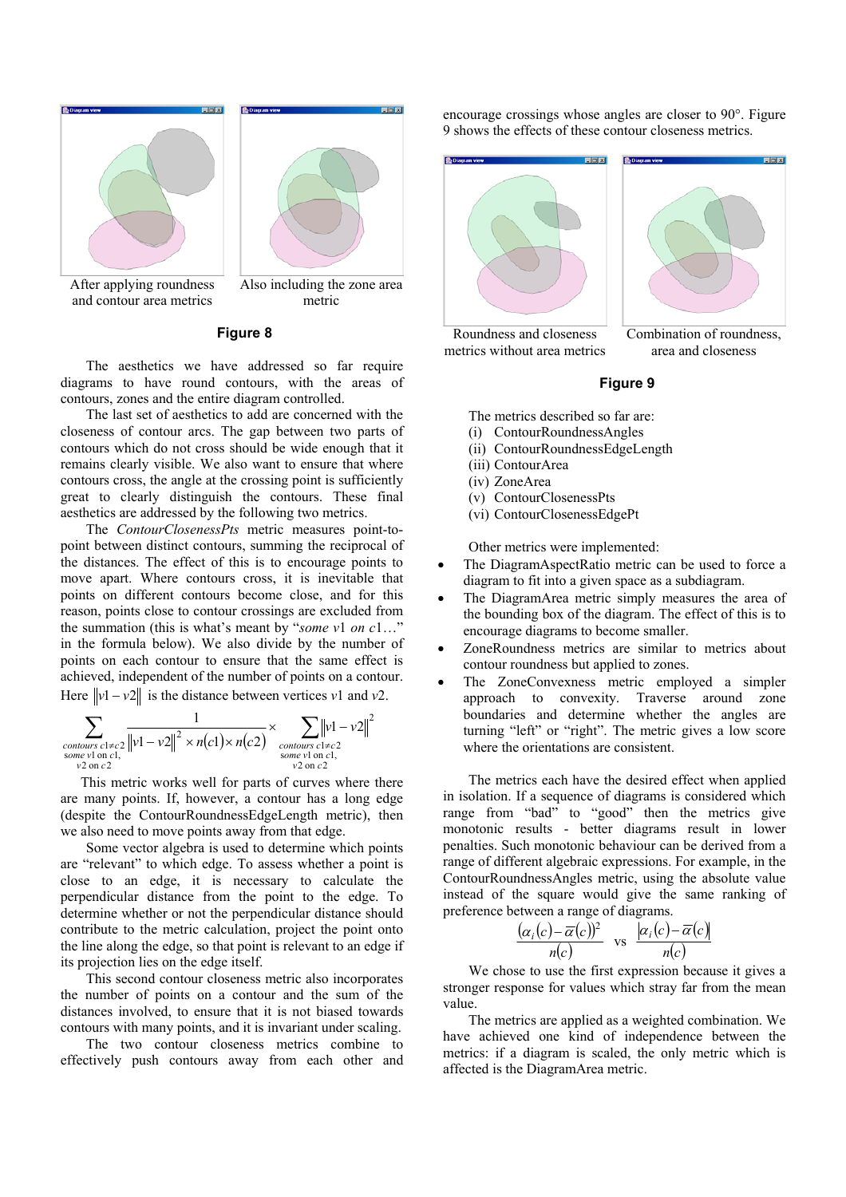After applying roundness and contour area metrics

Also including the zone area metric

**Figure 8**

The aesthetics we have addressed so far require diagrams to have round contours, with the areas of contours, zones and the entire diagram controlled.

The last set of aesthetics to add are concerned with the closeness of contour arcs. The gap between two parts of contours which do not cross should be wide enough that it remains clearly visible. We also want to ensure that where contours cross, the angle at the crossing point is sufficiently great to clearly distinguish the contours. These final aesthetics are addressed by the following two metrics.

The *ContourClosenessPts* metric measures point-to-point between distinct contours, summing the reciprocal of the distances. The effect of this is to encourage points to move apart. Where contours cross, it is inevitable that points on different contours become close, and for this reason, points close to contour crossings are excluded from the summation (this is what's meant by "*some* $v1$ *on* $c1$…" in the formula below). We also divide by the number of points on each contour to ensure that the same effect is achieved, independent of the number of points on a contour. Here $\|v1 - v2\|$ is the distance between vertices $v1$ and $v2$.

$$\sum_{\substack{\text{contours } c1 \neq c2 \\ \text{some } v1 \text{ on } c1, \\ v2 \text{ on } c2}} \frac{1}{\|v1 - v2\|^2 \times n(c1) \times n(c2)} \times \sum_{\substack{\text{contours } c1 \neq c2 \\ \text{some } v1 \text{ on } c1, \\ v2 \text{ on } c2}} \|v1 - v2\|^2$$

This metric works well for parts of curves where there are many points. If, however, a contour has a long edge (despite the ContourRoundnessEdgeLength metric), then we also need to move points away from that edge.

Some vector algebra is used to determine which points are "relevant" to which edge. To assess whether a point is close to an edge, it is necessary to calculate the perpendicular distance from the point to the edge. To determine whether or not the perpendicular distance should contribute to the metric calculation, project the point onto the line along the edge, so that point is relevant to an edge if its projection lies on the edge itself.

This second contour closeness metric also incorporates the number of points on a contour and the sum of the distances involved, to ensure that it is not biased towards contours with many points, and it is invariant under scaling.

The two contour closeness metrics combine to effectively push contours away from each other and encourage crossings whose angles are closer to 90°. Figure 9 shows the effects of these contour closeness metrics.

Roundness and closeness metrics without area metrics

Combination of roundness, area and closeness

**Figure 9**

The metrics described so far are:

(i) ContourRoundnessAngles
(ii) ContourRoundnessEdgeLength
(iii) ContourArea
(iv) ZoneArea
(v) ContourClosenessPts
(vi) ContourClosenessEdgePt

Other metrics were implemented:

- The DiagramAspectRatio metric can be used to force a diagram to fit into a given space as a subdiagram.
- The DiagramArea metric simply measures the area of the bounding box of the diagram. The effect of this is to encourage diagrams to become smaller.
- ZoneRoundness metrics are similar to metrics about contour roundness but applied to zones.
- The ZoneConvexness metric employed a simpler approach to convexity. Traverse around zone boundaries and determine whether the angles are turning "left" or "right". The metric gives a low score where the orientations are consistent.

The metrics each have the desired effect when applied in isolation. If a sequence of diagrams is considered which range from "bad" to "good" then the metrics give monotonic results - better diagrams result in lower penalties. Such monotonic behaviour can be derived from a range of different algebraic expressions. For example, in the ContourRoundnessAngles metric, using the absolute value instead of the square would give the same ranking of preference between a range of diagrams.

$$\frac{(\alpha_i(c) - \overline{\alpha}(c))^2}{n(c)} \quad \text{vs} \quad \frac{|\alpha_i(c) - \overline{\alpha}(c)|}{n(c)}$$

We chose to use the first expression because it gives a stronger response for values which stray far from the mean value.

The metrics are applied as a weighted combination. We have achieved one kind of independence between the metrics: if a diagram is scaled, the only metric which is affected is the DiagramArea metric.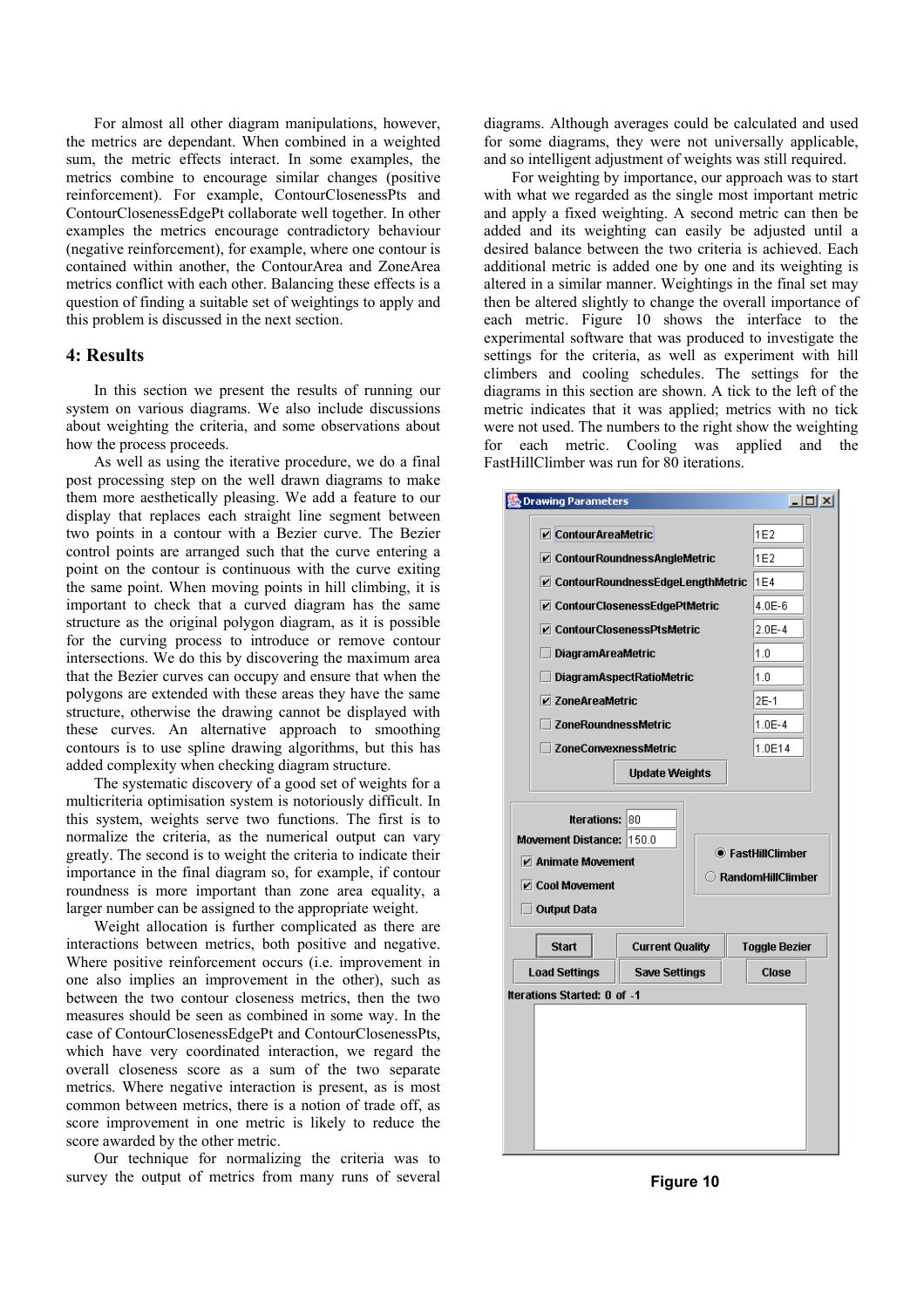For almost all other diagram manipulations, however, the metrics are dependant. When combined in a weighted sum, the metric effects interact. In some examples, the metrics combine to encourage similar changes (positive reinforcement). For example, ContourClosenessPts and ContourClosenessEdgePt collaborate well together. In other examples the metrics encourage contradictory behaviour (negative reinforcement), for example, where one contour is contained within another, the ContourArea and ZoneArea metrics conflict with each other. Balancing these effects is a question of finding a suitable set of weightings to apply and this problem is discussed in the next section.

## 4: Results

In this section we present the results of running our system on various diagrams. We also include discussions about weighting the criteria, and some observations about how the process proceeds.

As well as using the iterative procedure, we do a final post processing step on the well drawn diagrams to make them more aesthetically pleasing. We add a feature to our display that replaces each straight line segment between two points in a contour with a Bezier curve. The Bezier control points are arranged such that the curve entering a point on the contour is continuous with the curve exiting the same point. When moving points in hill climbing, it is important to check that a curved diagram has the same structure as the original polygon diagram, as it is possible for the curving process to introduce or remove contour intersections. We do this by discovering the maximum area that the Bezier curves can occupy and ensure that when the polygons are extended with these areas they have the same structure, otherwise the drawing cannot be displayed with these curves. An alternative approach to smoothing contours is to use spline drawing algorithms, but this has added complexity when checking diagram structure.

The systematic discovery of a good set of weights for a multicriteria optimisation system is notoriously difficult. In this system, weights serve two functions. The first is to normalize the criteria, as the numerical output can vary greatly. The second is to weight the criteria to indicate their importance in the final diagram so, for example, if contour roundness is more important than zone area equality, a larger number can be assigned to the appropriate weight.

Weight allocation is further complicated as there are interactions between metrics, both positive and negative. Where positive reinforcement occurs (i.e. improvement in one also implies an improvement in the other), such as between the two contour closeness metrics, then the two measures should be seen as combined in some way. In the case of ContourClosenessEdgePt and ContourClosenessPts, which have very coordinated interaction, we regard the overall closeness score as a sum of the two separate metrics. Where negative interaction is present, as is most common between metrics, there is a notion of trade off, as score improvement in one metric is likely to reduce the score awarded by the other metric.

Our technique for normalizing the criteria was to survey the output of metrics from many runs of several diagrams. Although averages could be calculated and used for some diagrams, they were not universally applicable, and so intelligent adjustment of weights was still required.

For weighting by importance, our approach was to start with what we regarded as the single most important metric and apply a fixed weighting. A second metric can then be added and its weighting can easily be adjusted until a desired balance between the two criteria is achieved. Each additional metric is added one by one and its weighting is altered in a similar manner. Weightings in the final set may then be altered slightly to change the overall importance of each metric. Figure 10 shows the interface to the experimental software that was produced to investigate the settings for the criteria, as well as experiment with hill climbers and cooling schedules. The settings for the diagrams in this section are shown. A tick to the left of the metric indicates that it was applied; metrics with no tick were not used. The numbers to the right show the weighting for each metric. Cooling was applied and the FastHillClimber was run for 80 iterations.

Drawing Parameters

ContourAreaMetric 1E2
ContourRoundnessAngleMetric 1E2
ContourRoundnessEdgeLengthMetric 1E4
ContourClosenessEdgePtMetric 4.0E-6
ContourClosenessPtsMetric 2.0E-4
DiagramAreaMetric 1.0
DiagramAspectRatioMetric 1.0
ZoneAreaMetric 2E-1
ZoneRoundnessMetric 1.0E-4
ZoneConvexnessMetric 1.0E14
Update Weights

Iterations: 80
Movement Distance: 150.0
Animate Movement
Cool Movement
Output Data
FastHillClimber
RandomHillClimber

Start | Current Quality | Toggle Bezier
Load Settings | Save Settings | Close
Iterations Started: 0 of -1

**Figure 10**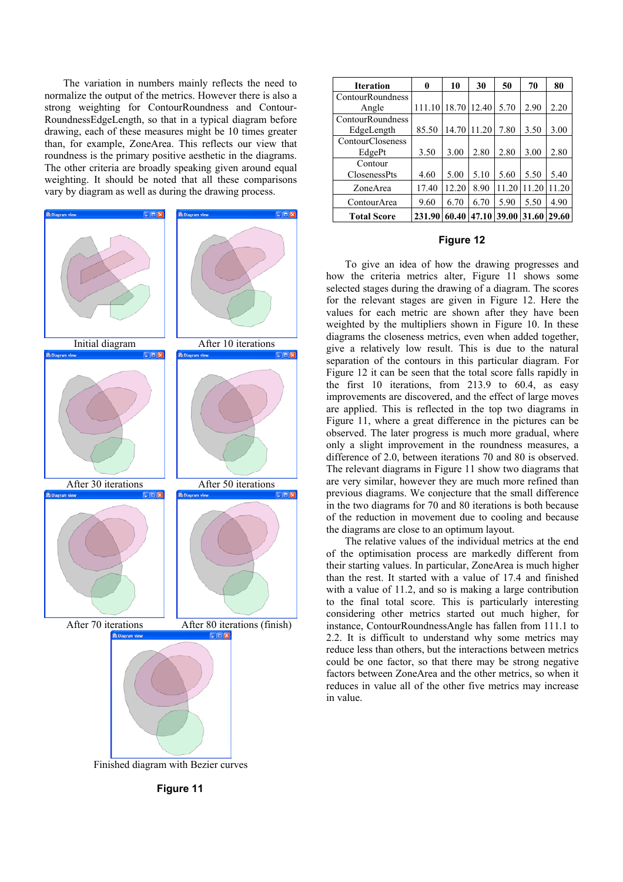The variation in numbers mainly reflects the need to normalize the output of the metrics. However there is also a strong weighting for ContourRoundness and ContourRoundnessEdgeLength, so that in a typical diagram before drawing, each of these measures might be 10 times greater than, for example, ZoneArea. This reflects our view that roundness is the primary positive aesthetic in the diagrams. The other criteria are broadly speaking given around equal weighting. It should be noted that all these comparisons vary by diagram as well as during the drawing process.

Initial diagram

After 10 iterations

After 30 iterations

After 50 iterations

After 70 iterations

After 80 iterations (finish)

Finished diagram with Bezier curves

**Figure 11**

| Iteration | 0 | 10 | 30 | 50 | 70 | 80 |
|---|---|---|---|---|---|---|
| ContourRoundness Angle | 111.10 | 18.70 | 12.40 | 5.70 | 2.90 | 2.20 |
| ContourRoundness EdgeLength | 85.50 | 14.70 | 11.20 | 7.80 | 3.50 | 3.00 |
| ContourCloseness EdgePt | 3.50 | 3.00 | 2.80 | 2.80 | 3.00 | 2.80 |
| Contour ClosenessPts | 4.60 | 5.00 | 5.10 | 5.60 | 5.50 | 5.40 |
| ZoneArea | 17.40 | 12.20 | 8.90 | 11.20 | 11.20 | 11.20 |
| ContourArea | 9.60 | 6.70 | 6.70 | 5.90 | 5.50 | 4.90 |
| **Total Score** | **231.90** | **60.40** | **47.10** | **39.00** | **31.60** | **29.60** |

**Figure 12**

To give an idea of how the drawing progresses and how the criteria metrics alter, Figure 11 shows some selected stages during the drawing of a diagram. The scores for the relevant stages are given in Figure 12. Here the values for each metric are shown after they have been weighted by the multipliers shown in Figure 10. In these diagrams the closeness metrics, even when added together, give a relatively low result. This is due to the natural separation of the contours in this particular diagram. For Figure 12 it can be seen that the total score falls rapidly in the first 10 iterations, from 213.9 to 60.4, as easy improvements are discovered, and the effect of large moves are applied. This is reflected in the top two diagrams in Figure 11, where a great difference in the pictures can be observed. The later progress is much more gradual, where only a slight improvement in the roundness measures, a difference of 2.0, between iterations 70 and 80 is observed. The relevant diagrams in Figure 11 show two diagrams that are very similar, however they are much more refined than previous diagrams. We conjecture that the small difference in the two diagrams for 70 and 80 iterations is both because of the reduction in movement due to cooling and because the diagrams are close to an optimum layout.

The relative values of the individual metrics at the end of the optimisation process are markedly different from their starting values. In particular, ZoneArea is much higher than the rest. It started with a value of 17.4 and finished with a value of 11.2, and so is making a large contribution to the final total score. This is particularly interesting considering other metrics started out much higher, for instance, ContourRoundnessAngle has fallen from 111.1 to 2.2. It is difficult to understand why some metrics may reduce less than others, but the interactions between metrics could be one factor, so that there may be strong negative factors between ZoneArea and the other metrics, so when it reduces in value all of the other five metrics may increase in value.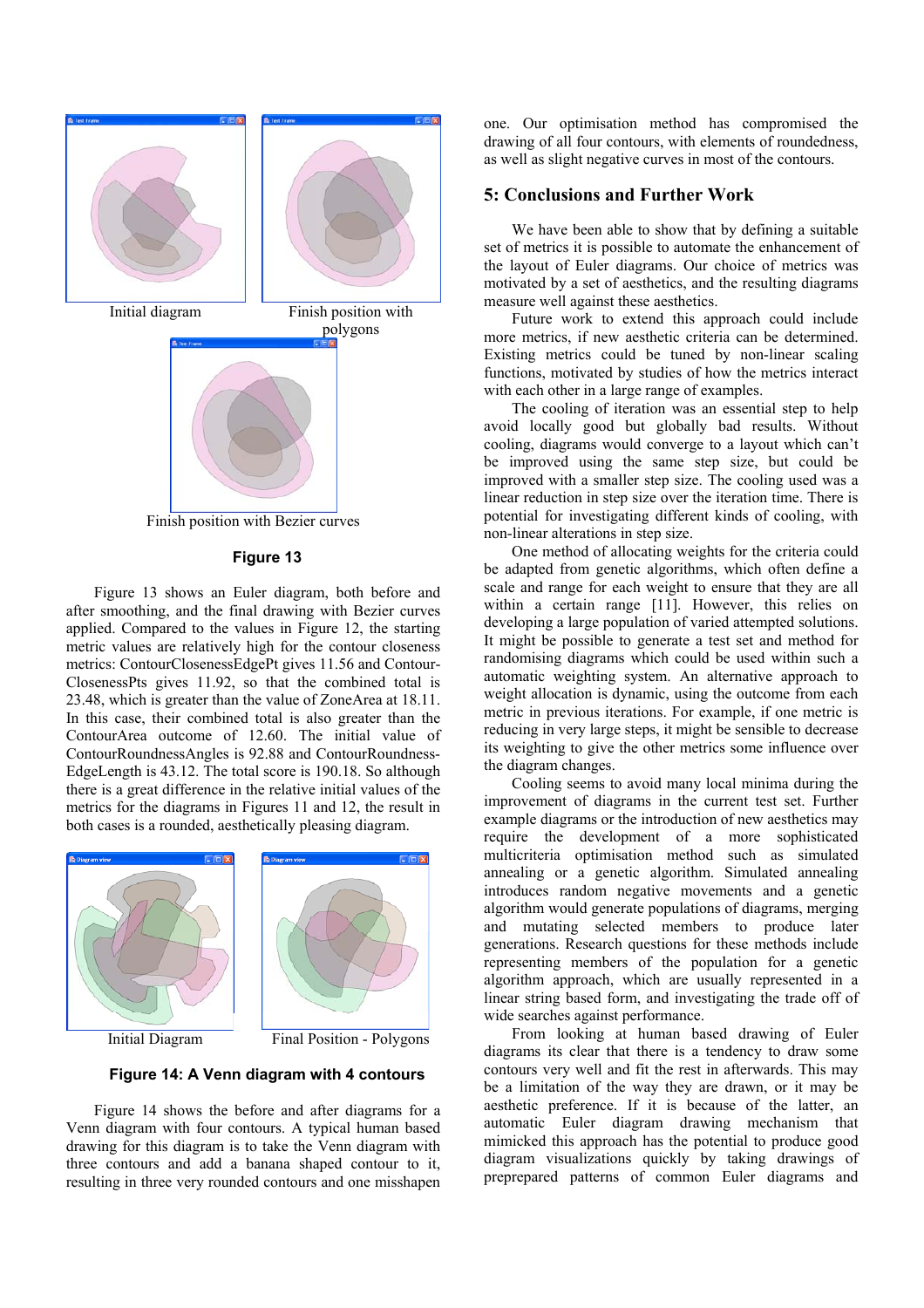Initial diagram

Finish position with polygons

Finish position with Bezier curves

**Figure 13**

Figure 13 shows an Euler diagram, both before and after smoothing, and the final drawing with Bezier curves applied. Compared to the values in Figure 12, the starting metric values are relatively high for the contour closeness metrics: ContourClosenessEdgePt gives 11.56 and ContourClosenessPts gives 11.92, so that the combined total is 23.48, which is greater than the value of ZoneArea at 18.11. In this case, their combined total is also greater than the ContourArea outcome of 12.60. The initial value of ContourRoundnessAngles is 92.88 and ContourRoundnessEdgeLength is 43.12. The total score is 190.18. So although there is a great difference in the relative initial values of the metrics for the diagrams in Figures 11 and 12, the result in both cases is a rounded, aesthetically pleasing diagram.

Initial Diagram

Final Position - Polygons

**Figure 14: A Venn diagram with 4 contours**

Figure 14 shows the before and after diagrams for a Venn diagram with four contours. A typical human based drawing for this diagram is to take the Venn diagram with three contours and add a banana shaped contour to it, resulting in three very rounded contours and one misshapen one. Our optimisation method has compromised the drawing of all four contours, with elements of roundedness, as well as slight negative curves in most of the contours.

## 5: Conclusions and Further Work

We have been able to show that by defining a suitable set of metrics it is possible to automate the enhancement of the layout of Euler diagrams. Our choice of metrics was motivated by a set of aesthetics, and the resulting diagrams measure well against these aesthetics.

Future work to extend this approach could include more metrics, if new aesthetic criteria can be determined. Existing metrics could be tuned by non-linear scaling functions, motivated by studies of how the metrics interact with each other in a large range of examples.

The cooling of iteration was an essential step to help avoid locally good but globally bad results. Without cooling, diagrams would converge to a layout which can't be improved using the same step size, but could be improved with a smaller step size. The cooling used was a linear reduction in step size over the iteration time. There is potential for investigating different kinds of cooling, with non-linear alterations in step size.

One method of allocating weights for the criteria could be adapted from genetic algorithms, which often define a scale and range for each weight to ensure that they are all within a certain range [11]. However, this relies on developing a large population of varied attempted solutions. It might be possible to generate a test set and method for randomising diagrams which could be used within such a automatic weighting system. An alternative approach to weight allocation is dynamic, using the outcome from each metric in previous iterations. For example, if one metric is reducing in very large steps, it might be sensible to decrease its weighting to give the other metrics some influence over the diagram changes.

Cooling seems to avoid many local minima during the improvement of diagrams in the current test set. Further example diagrams or the introduction of new aesthetics may require the development of a more sophisticated multicriteria optimisation method such as simulated annealing or a genetic algorithm. Simulated annealing introduces random negative movements and a genetic algorithm would generate populations of diagrams, merging and mutating selected members to produce later generations. Research questions for these methods include representing members of the population for a genetic algorithm approach, which are usually represented in a linear string based form, and investigating the trade off of wide searches against performance.

From looking at human based drawing of Euler diagrams its clear that there is a tendency to draw some contours very well and fit the rest in afterwards. This may be a limitation of the way they are drawn, or it may be aesthetic preference. If it is because of the latter, an automatic Euler diagram drawing mechanism that mimicked this approach has the potential to produce good diagram visualizations quickly by taking drawings of preprepared patterns of common Euler diagrams and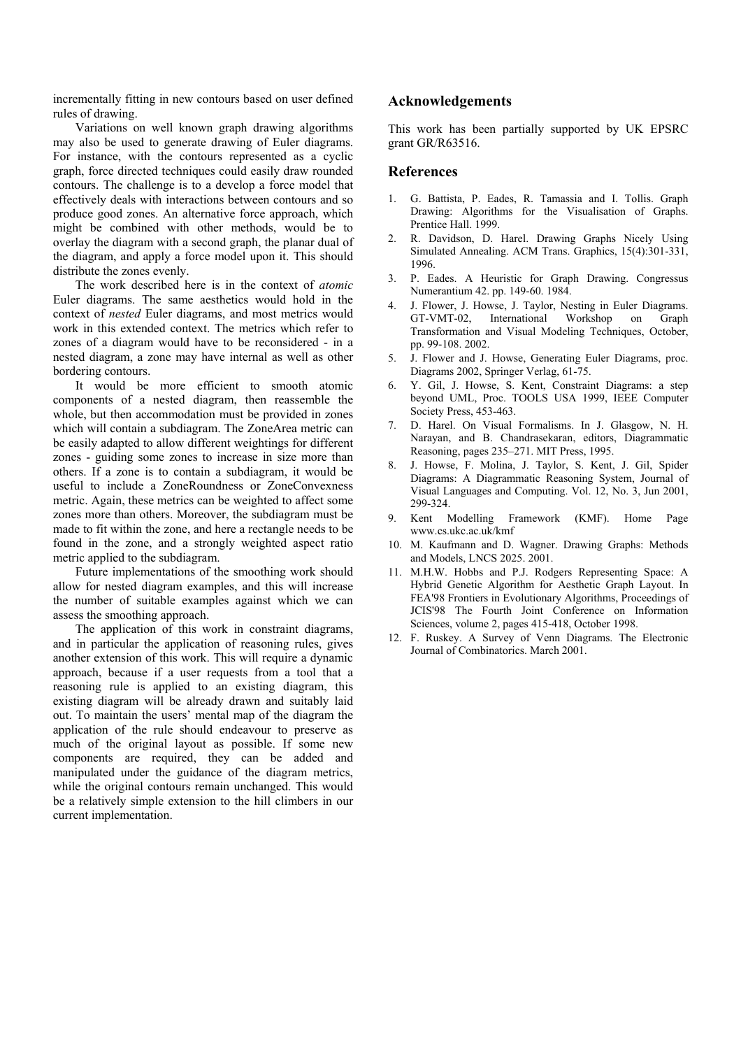incrementally fitting in new contours based on user defined rules of drawing.

Variations on well known graph drawing algorithms may also be used to generate drawing of Euler diagrams. For instance, with the contours represented as a cyclic graph, force directed techniques could easily draw rounded contours. The challenge is to a develop a force model that effectively deals with interactions between contours and so produce good zones. An alternative force approach, which might be combined with other methods, would be to overlay the diagram with a second graph, the planar dual of the diagram, and apply a force model upon it. This should distribute the zones evenly.

The work described here is in the context of *atomic* Euler diagrams. The same aesthetics would hold in the context of *nested* Euler diagrams, and most metrics would work in this extended context. The metrics which refer to zones of a diagram would have to be reconsidered - in a nested diagram, a zone may have internal as well as other bordering contours.

It would be more efficient to smooth atomic components of a nested diagram, then reassemble the whole, but then accommodation must be provided in zones which will contain a subdiagram. The ZoneArea metric can be easily adapted to allow different weightings for different zones - guiding some zones to increase in size more than others. If a zone is to contain a subdiagram, it would be useful to include a ZoneRoundness or ZoneConvexness metric. Again, these metrics can be weighted to affect some zones more than others. Moreover, the subdiagram must be made to fit within the zone, and here a rectangle needs to be found in the zone, and a strongly weighted aspect ratio metric applied to the subdiagram.

Future implementations of the smoothing work should allow for nested diagram examples, and this will increase the number of suitable examples against which we can assess the smoothing approach.

The application of this work in constraint diagrams, and in particular the application of reasoning rules, gives another extension of this work. This will require a dynamic approach, because if a user requests from a tool that a reasoning rule is applied to an existing diagram, this existing diagram will be already drawn and suitably laid out. To maintain the users' mental map of the diagram the application of the rule should endeavour to preserve as much of the original layout as possible. If some new components are required, they can be added and manipulated under the guidance of the diagram metrics, while the original contours remain unchanged. This would be a relatively simple extension to the hill climbers in our current implementation.

## Acknowledgements

This work has been partially supported by UK EPSRC grant GR/R63516.

## References

1. G. Battista, P. Eades, R. Tamassia and I. Tollis. Graph Drawing: Algorithms for the Visualisation of Graphs. Prentice Hall. 1999.
2. R. Davidson, D. Harel. Drawing Graphs Nicely Using Simulated Annealing. ACM Trans. Graphics, 15(4):301-331, 1996.
3. P. Eades. A Heuristic for Graph Drawing. Congressus Numerantium 42. pp. 149-60. 1984.
4. J. Flower, J. Howse, J. Taylor, Nesting in Euler Diagrams. GT-VMT-02, International Workshop on Graph Transformation and Visual Modeling Techniques, October, pp. 99-108. 2002.
5. J. Flower and J. Howse, Generating Euler Diagrams, proc. Diagrams 2002, Springer Verlag, 61-75.
6. Y. Gil, J. Howse, S. Kent, Constraint Diagrams: a step beyond UML, Proc. TOOLS USA 1999, IEEE Computer Society Press, 453-463.
7. D. Harel. On Visual Formalisms. In J. Glasgow, N. H. Narayan, and B. Chandrasekaran, editors, Diagrammatic Reasoning, pages 235–271. MIT Press, 1995.
8. J. Howse, F. Molina, J. Taylor, S. Kent, J. Gil, Spider Diagrams: A Diagrammatic Reasoning System, Journal of Visual Languages and Computing. Vol. 12, No. 3, Jun 2001, 299-324.
9. Kent Modelling Framework (KMF). Home Page www.cs.ukc.ac.uk/kmf
10. M. Kaufmann and D. Wagner. Drawing Graphs: Methods and Models, LNCS 2025. 2001.
11. M.H.W. Hobbs and P.J. Rodgers Representing Space: A Hybrid Genetic Algorithm for Aesthetic Graph Layout. In FEA'98 Frontiers in Evolutionary Algorithms, Proceedings of JCIS'98 The Fourth Joint Conference on Information Sciences, volume 2, pages 415-418, October 1998.
12. F. Ruskey. A Survey of Venn Diagrams. The Electronic Journal of Combinatorics. March 2001.